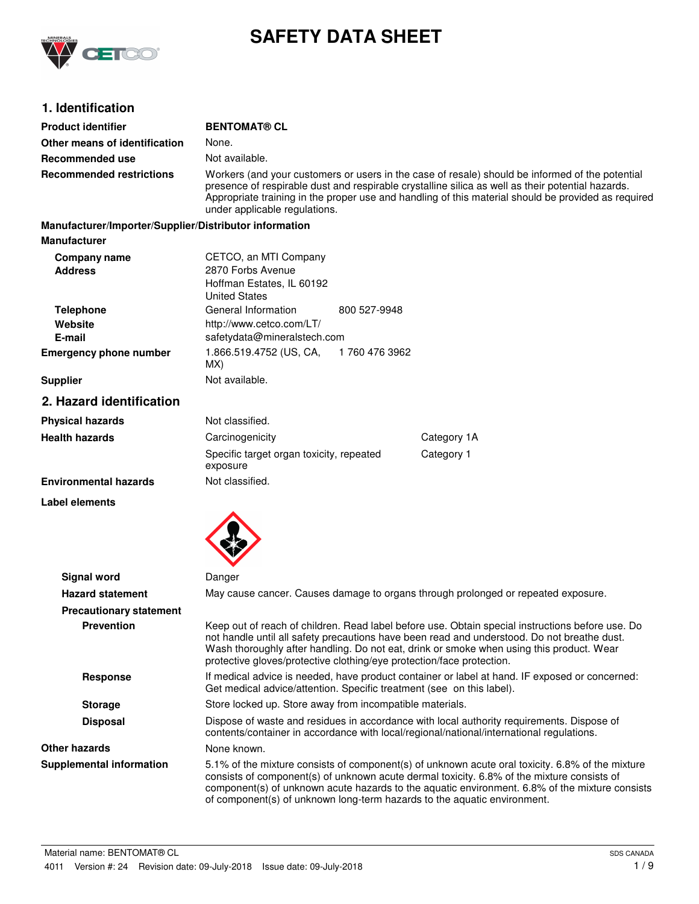# SAFETY DATA SHEET

## 1. Identification

| | |
|---|---|
| **Product identifier** | **BENTOMAT® CL** |
| **Other means of identification** | None. |
| **Recommended use** | Not available. |
| **Recommended restrictions** | Workers (and your customers or users in the case of resale) should be informed of the potential presence of respirable dust and respirable crystalline silica as well as their potential hazards. Appropriate training in the proper use and handling of this material should be provided as required under applicable regulations. |

**Manufacturer/Importer/Supplier/Distributor information**

**Manufacturer**

| | | |
|---|---|---|
| **Company name** | CETCO, an MTI Company | |
| **Address** | 2870 Forbs Avenue<br>Hoffman Estates, IL 60192<br>United States | |
| **Telephone** | General Information | 800 527-9948 |
| **Website** | http://www.cetco.com/LT/ | |
| **E-mail** | safetydata@mineralstech.com | |
| **Emergency phone number** | 1.866.519.4752 (US, CA, MX) | 1 760 476 3962 |
| **Supplier** | Not available. | |

## 2. Hazard identification

| | | |
|---|---|---|
| **Physical hazards** | Not classified. | |
| **Health hazards** | Carcinogenicity | Category 1A |
| | Specific target organ toxicity, repeated exposure | Category 1 |
| **Environmental hazards** | Not classified. | |

**Label elements**

**Signal word** Danger

**Hazard statement** May cause cancer. Causes damage to organs through prolonged or repeated exposure.

**Precautionary statement**

**Prevention** Keep out of reach of children. Read label before use. Obtain special instructions before use. Do not handle until all safety precautions have been read and understood. Do not breathe dust. Wash thoroughly after handling. Do not eat, drink or smoke when using this product. Wear protective gloves/protective clothing/eye protection/face protection.

**Response** If medical advice is needed, have product container or label at hand. IF exposed or concerned: Get medical advice/attention. Specific treatment (see on this label).

**Storage** Store locked up. Store away from incompatible materials.

**Disposal** Dispose of waste and residues in accordance with local authority requirements. Dispose of contents/container in accordance with local/regional/national/international regulations.

**Other hazards** None known.

**Supplemental information** 5.1% of the mixture consists of component(s) of unknown acute oral toxicity. 6.8% of the mixture consists of component(s) of unknown acute dermal toxicity. 6.8% of the mixture consists of component(s) of unknown acute hazards to the aquatic environment. 6.8% of the mixture consists of component(s) of unknown long-term hazards to the aquatic environment.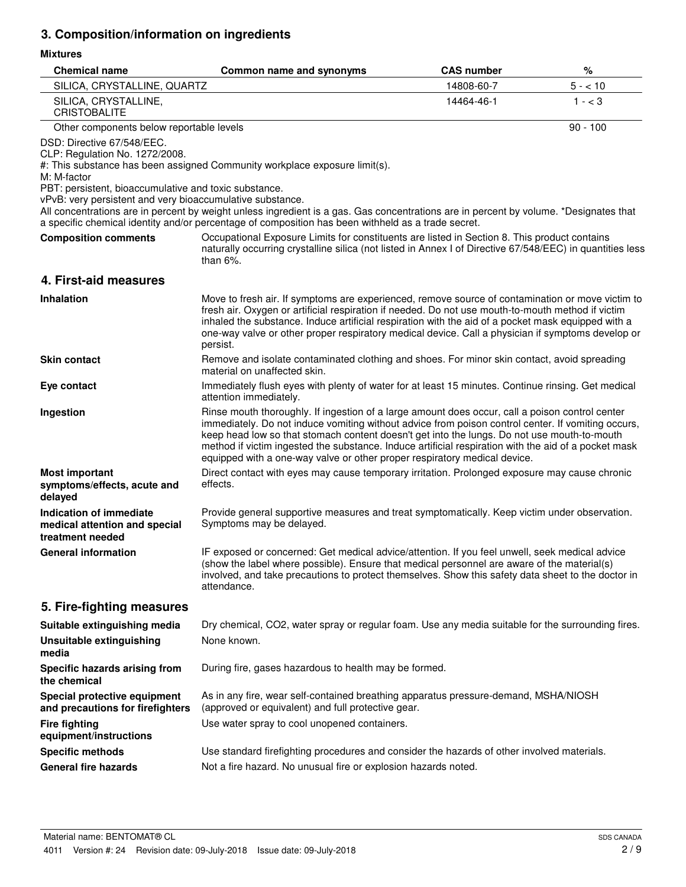## 3. Composition/information on ingredients

**Mixtures**

| Chemical name | Common name and synonyms | CAS number | % |
|---|---|---|---|
| SILICA, CRYSTALLINE, QUARTZ | | 14808-60-7 | 5 - < 10 |
| SILICA, CRYSTALLINE, CRISTOBALITE | | 14464-46-1 | 1 - < 3 |
| Other components below reportable levels | | | 90 - 100 |

DSD: Directive 67/548/EEC.
CLP: Regulation No. 1272/2008.
#: This substance has been assigned Community workplace exposure limit(s).
M: M-factor
PBT: persistent, bioaccumulative and toxic substance.
vPvB: very persistent and very bioaccumulative substance.
All concentrations are in percent by weight unless ingredient is a gas. Gas concentrations are in percent by volume. *Designates that a specific chemical identity and/or percentage of composition has been withheld as a trade secret.

**Composition comments** Occupational Exposure Limits for constituents are listed in Section 8. This product contains naturally occurring crystalline silica (not listed in Annex I of Directive 67/548/EEC) in quantities less than 6%.

## 4. First-aid measures

**Inhalation** Move to fresh air. If symptoms are experienced, remove source of contamination or move victim to fresh air. Oxygen or artificial respiration if needed. Do not use mouth-to-mouth method if victim inhaled the substance. Induce artificial respiration with the aid of a pocket mask equipped with a one-way valve or other proper respiratory medical device. Call a physician if symptoms develop or persist.

**Skin contact** Remove and isolate contaminated clothing and shoes. For minor skin contact, avoid spreading material on unaffected skin.

**Eye contact** Immediately flush eyes with plenty of water for at least 15 minutes. Continue rinsing. Get medical attention immediately.

**Ingestion** Rinse mouth thoroughly. If ingestion of a large amount does occur, call a poison control center immediately. Do not induce vomiting without advice from poison control center. If vomiting occurs, keep head low so that stomach content doesn't get into the lungs. Do not use mouth-to-mouth method if victim ingested the substance. Induce artificial respiration with the aid of a pocket mask equipped with a one-way valve or other proper respiratory medical device.

**Most important symptoms/effects, acute and delayed** Direct contact with eyes may cause temporary irritation. Prolonged exposure may cause chronic effects.

**Indication of immediate medical attention and special treatment needed** Provide general supportive measures and treat symptomatically. Keep victim under observation. Symptoms may be delayed.

**General information** IF exposed or concerned: Get medical advice/attention. If you feel unwell, seek medical advice (show the label where possible). Ensure that medical personnel are aware of the material(s) involved, and take precautions to protect themselves. Show this safety data sheet to the doctor in attendance.

## 5. Fire-fighting measures

**Suitable extinguishing media** Dry chemical, CO2, water spray or regular foam. Use any media suitable for the surrounding fires.

**Unsuitable extinguishing media** None known.

**Specific hazards arising from the chemical** During fire, gases hazardous to health may be formed.

**Special protective equipment and precautions for firefighters** As in any fire, wear self-contained breathing apparatus pressure-demand, MSHA/NIOSH (approved or equivalent) and full protective gear.

**Fire fighting equipment/instructions** Use water spray to cool unopened containers.

**Specific methods** Use standard firefighting procedures and consider the hazards of other involved materials.

**General fire hazards** Not a fire hazard. No unusual fire or explosion hazards noted.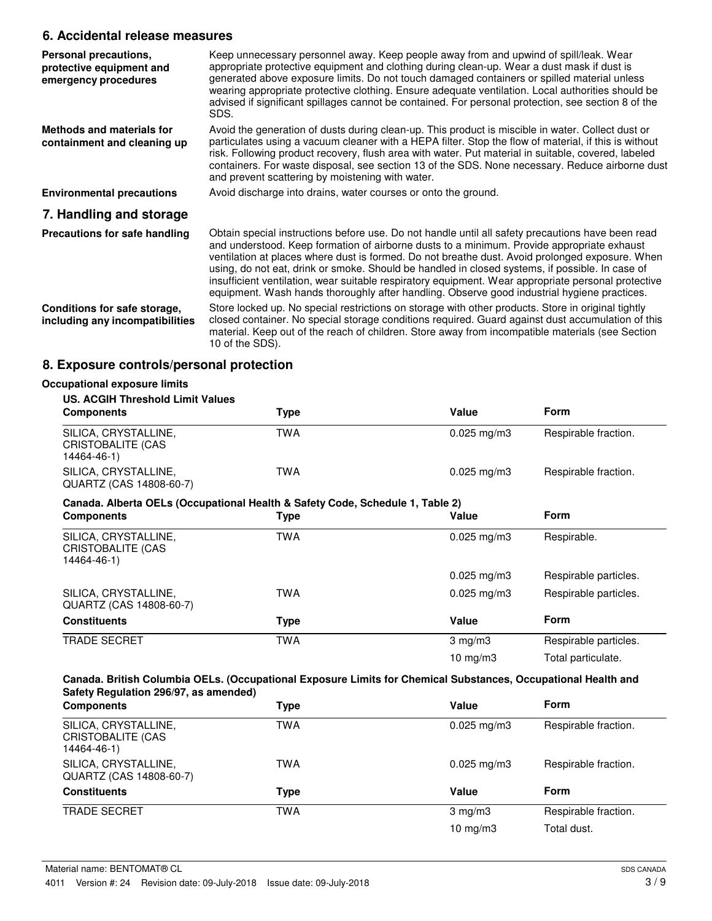## 6. Accidental release measures

**Personal precautions, protective equipment and emergency procedures**

Keep unnecessary personnel away. Keep people away from and upwind of spill/leak. Wear appropriate protective equipment and clothing during clean-up. Wear a dust mask if dust is generated above exposure limits. Do not touch damaged containers or spilled material unless wearing appropriate protective clothing. Ensure adequate ventilation. Local authorities should be advised if significant spillages cannot be contained. For personal protection, see section 8 of the SDS.

**Methods and materials for containment and cleaning up**

Avoid the generation of dusts during clean-up. This product is miscible in water. Collect dust or particulates using a vacuum cleaner with a HEPA filter. Stop the flow of material, if this is without risk. Following product recovery, flush area with water. Put material in suitable, covered, labeled containers. For waste disposal, see section 13 of the SDS. None necessary. Reduce airborne dust and prevent scattering by moistening with water.

**Environmental precautions**

Avoid discharge into drains, water courses or onto the ground.

## 7. Handling and storage

**Precautions for safe handling**

Obtain special instructions before use. Do not handle until all safety precautions have been read and understood. Keep formation of airborne dusts to a minimum. Provide appropriate exhaust ventilation at places where dust is formed. Do not breathe dust. Avoid prolonged exposure. When using, do not eat, drink or smoke. Should be handled in closed systems, if possible. In case of insufficient ventilation, wear suitable respiratory equipment. Wear appropriate personal protective equipment. Wash hands thoroughly after handling. Observe good industrial hygiene practices.

**Conditions for safe storage, including any incompatibilities**

Store locked up. No special restrictions on storage with other products. Store in original tightly closed container. No special storage conditions required. Guard against dust accumulation of this material. Keep out of the reach of children. Store away from incompatible materials (see Section 10 of the SDS).

## 8. Exposure controls/personal protection

### Occupational exposure limits

**US. ACGIH Threshold Limit Values**

| Components | Type | Value | Form |
|---|---|---|---|
| SILICA, CRYSTALLINE, CRISTOBALITE (CAS 14464-46-1) | TWA | 0.025 mg/m3 | Respirable fraction. |
| SILICA, CRYSTALLINE, QUARTZ (CAS 14808-60-7) | TWA | 0.025 mg/m3 | Respirable fraction. |

**Canada. Alberta OELs (Occupational Health & Safety Code, Schedule 1, Table 2)**

| Components | Type | Value | Form |
|---|---|---|---|
| SILICA, CRYSTALLINE, CRISTOBALITE (CAS 14464-46-1) | TWA | 0.025 mg/m3 | Respirable. |
| | | 0.025 mg/m3 | Respirable particles. |
| SILICA, CRYSTALLINE, QUARTZ (CAS 14808-60-7) | TWA | 0.025 mg/m3 | Respirable particles. |

| Constituents | Type | Value | Form |
|---|---|---|---|
| TRADE SECRET | TWA | 3 mg/m3 | Respirable particles. |
| | | 10 mg/m3 | Total particulate. |

**Canada. British Columbia OELs. (Occupational Exposure Limits for Chemical Substances, Occupational Health and Safety Regulation 296/97, as amended)**

| Components | Type | Value | Form |
|---|---|---|---|
| SILICA, CRYSTALLINE, CRISTOBALITE (CAS 14464-46-1) | TWA | 0.025 mg/m3 | Respirable fraction. |
| SILICA, CRYSTALLINE, QUARTZ (CAS 14808-60-7) | TWA | 0.025 mg/m3 | Respirable fraction. |

| Constituents | Type | Value | Form |
|---|---|---|---|
| TRADE SECRET | TWA | 3 mg/m3 | Respirable fraction. |
| | | 10 mg/m3 | Total dust. |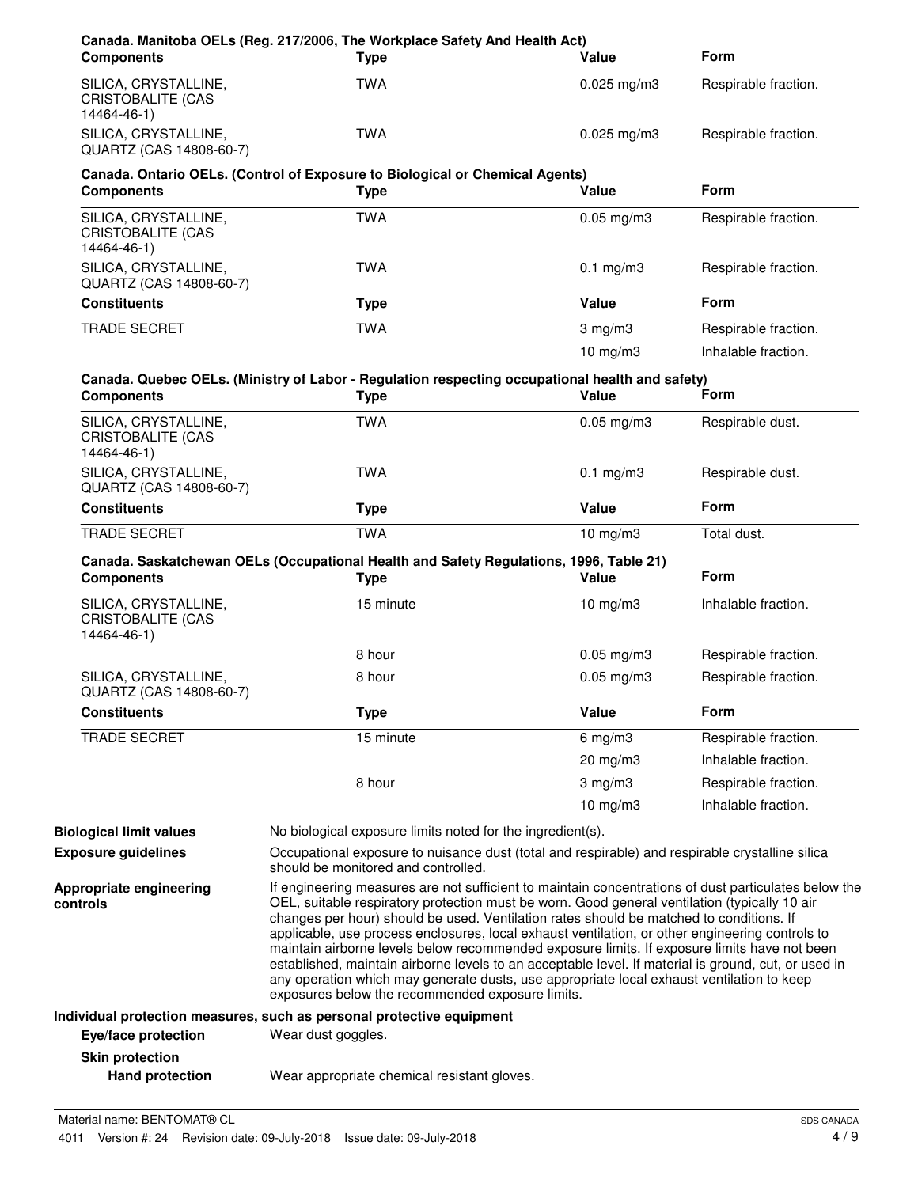**Canada. Manitoba OELs (Reg. 217/2006, The Workplace Safety And Health Act)**

| Components | Type | Value | Form |
| --- | --- | --- | --- |
| SILICA, CRYSTALLINE, CRISTOBALITE (CAS 14464-46-1) | TWA | 0.025 mg/m3 | Respirable fraction. |
| SILICA, CRYSTALLINE, QUARTZ (CAS 14808-60-7) | TWA | 0.025 mg/m3 | Respirable fraction. |

**Canada. Ontario OELs. (Control of Exposure to Biological or Chemical Agents)**

| Components | Type | Value | Form |
| --- | --- | --- | --- |
| SILICA, CRYSTALLINE, CRISTOBALITE (CAS 14464-46-1) | TWA | 0.05 mg/m3 | Respirable fraction. |
| SILICA, CRYSTALLINE, QUARTZ (CAS 14808-60-7) | TWA | 0.1 mg/m3 | Respirable fraction. |

| Constituents | Type | Value | Form |
| --- | --- | --- | --- |
| TRADE SECRET | TWA | 3 mg/m3 | Respirable fraction. |
| | | 10 mg/m3 | Inhalable fraction. |

**Canada. Quebec OELs. (Ministry of Labor - Regulation respecting occupational health and safety)**

| Components | Type | Value | Form |
| --- | --- | --- | --- |
| SILICA, CRYSTALLINE, CRISTOBALITE (CAS 14464-46-1) | TWA | 0.05 mg/m3 | Respirable dust. |
| SILICA, CRYSTALLINE, QUARTZ (CAS 14808-60-7) | TWA | 0.1 mg/m3 | Respirable dust. |

| Constituents | Type | Value | Form |
| --- | --- | --- | --- |
| TRADE SECRET | TWA | 10 mg/m3 | Total dust. |

**Canada. Saskatchewan OELs (Occupational Health and Safety Regulations, 1996, Table 21)**

| Components | Type | Value | Form |
| --- | --- | --- | --- |
| SILICA, CRYSTALLINE, CRISTOBALITE (CAS 14464-46-1) | 15 minute | 10 mg/m3 | Inhalable fraction. |
| | 8 hour | 0.05 mg/m3 | Respirable fraction. |
| SILICA, CRYSTALLINE, QUARTZ (CAS 14808-60-7) | 8 hour | 0.05 mg/m3 | Respirable fraction. |

| Constituents | Type | Value | Form |
| --- | --- | --- | --- |
| TRADE SECRET | 15 minute | 6 mg/m3 | Respirable fraction. |
| | | 20 mg/m3 | Inhalable fraction. |
| | 8 hour | 3 mg/m3 | Respirable fraction. |
| | | 10 mg/m3 | Inhalable fraction. |

**Biological limit values** No biological exposure limits noted for the ingredient(s).

**Exposure guidelines** Occupational exposure to nuisance dust (total and respirable) and respirable crystalline silica should be monitored and controlled.

**Appropriate engineering controls** If engineering measures are not sufficient to maintain concentrations of dust particulates below the OEL, suitable respiratory protection must be worn. Good general ventilation (typically 10 air changes per hour) should be used. Ventilation rates should be matched to conditions. If applicable, use process enclosures, local exhaust ventilation, or other engineering controls to maintain airborne levels below recommended exposure limits. If exposure limits have not been established, maintain airborne levels to an acceptable level. If material is ground, cut, or used in any operation which may generate dusts, use appropriate local exhaust ventilation to keep exposures below the recommended exposure limits.

**Individual protection measures, such as personal protective equipment**

**Eye/face protection** Wear dust goggles.

**Skin protection**

**Hand protection** Wear appropriate chemical resistant gloves.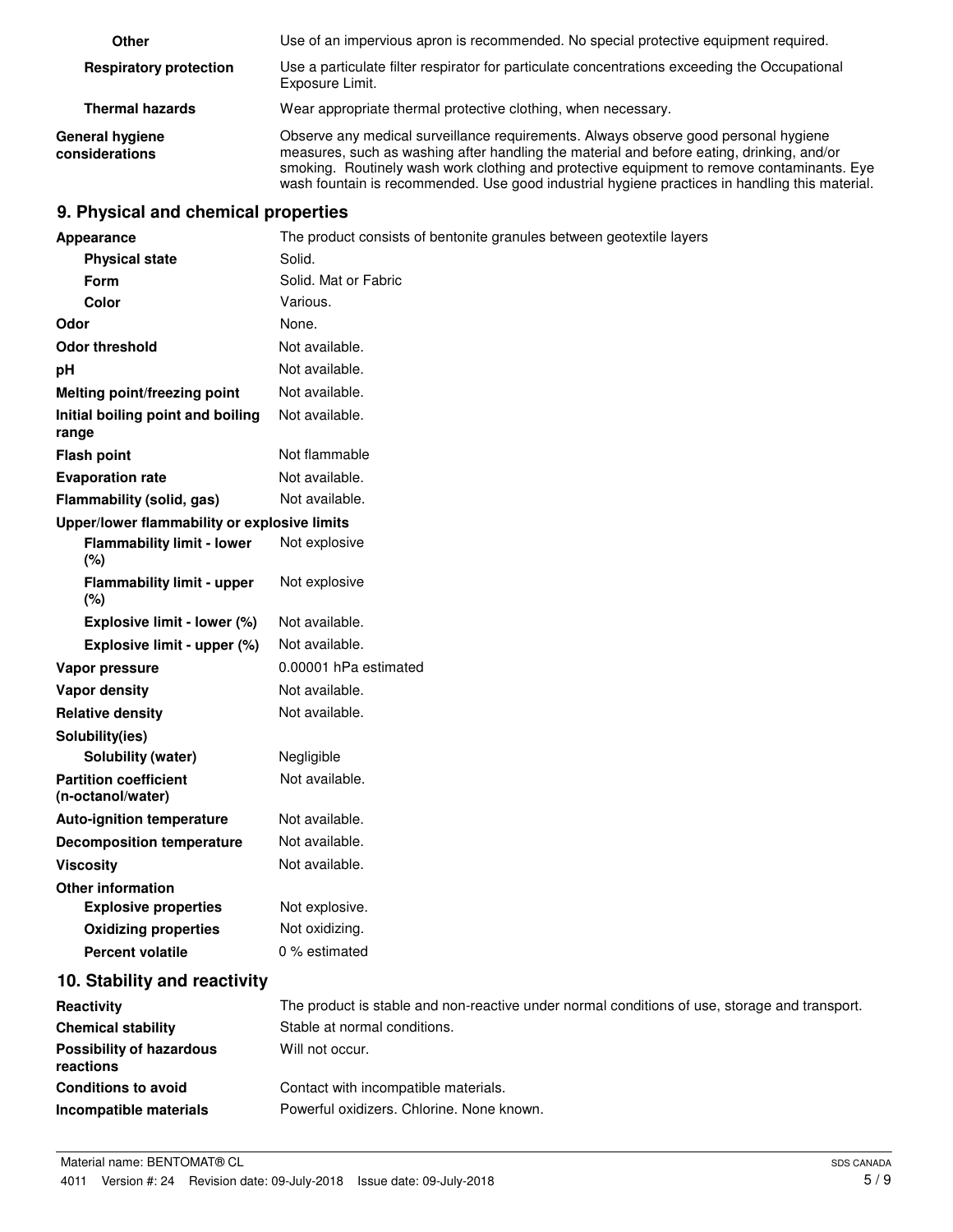| | |
|---|---|
| **Other** | Use of an impervious apron is recommended. No special protective equipment required. |
| **Respiratory protection** | Use a particulate filter respirator for particulate concentrations exceeding the Occupational Exposure Limit. |
| **Thermal hazards** | Wear appropriate thermal protective clothing, when necessary. |
| **General hygiene considerations** | Observe any medical surveillance requirements. Always observe good personal hygiene measures, such as washing after handling the material and before eating, drinking, and/or smoking. Routinely wash work clothing and protective equipment to remove contaminants. Eye wash fountain is recommended. Use good industrial hygiene practices in handling this material. |

## 9. Physical and chemical properties

| | |
|---|---|
| **Appearance** | The product consists of bentonite granules between geotextile layers |
| **Physical state** | Solid. |
| **Form** | Solid. Mat or Fabric |
| **Color** | Various. |
| **Odor** | None. |
| **Odor threshold** | Not available. |
| **pH** | Not available. |
| **Melting point/freezing point** | Not available. |
| **Initial boiling point and boiling range** | Not available. |
| **Flash point** | Not flammable |
| **Evaporation rate** | Not available. |
| **Flammability (solid, gas)** | Not available. |
| **Upper/lower flammability or explosive limits** | |
| **Flammability limit - lower (%)** | Not explosive |
| **Flammability limit - upper (%)** | Not explosive |
| **Explosive limit - lower (%)** | Not available. |
| **Explosive limit - upper (%)** | Not available. |
| **Vapor pressure** | 0.00001 hPa estimated |
| **Vapor density** | Not available. |
| **Relative density** | Not available. |
| **Solubility(ies)** | |
| **Solubility (water)** | Negligible |
| **Partition coefficient (n-octanol/water)** | Not available. |
| **Auto-ignition temperature** | Not available. |
| **Decomposition temperature** | Not available. |
| **Viscosity** | Not available. |
| **Other information** | |
| **Explosive properties** | Not explosive. |
| **Oxidizing properties** | Not oxidizing. |
| **Percent volatile** | 0 % estimated |

## 10. Stability and reactivity

| | |
|---|---|
| **Reactivity** | The product is stable and non-reactive under normal conditions of use, storage and transport. |
| **Chemical stability** | Stable at normal conditions. |
| **Possibility of hazardous reactions** | Will not occur. |
| **Conditions to avoid** | Contact with incompatible materials. |
| **Incompatible materials** | Powerful oxidizers. Chlorine. None known. |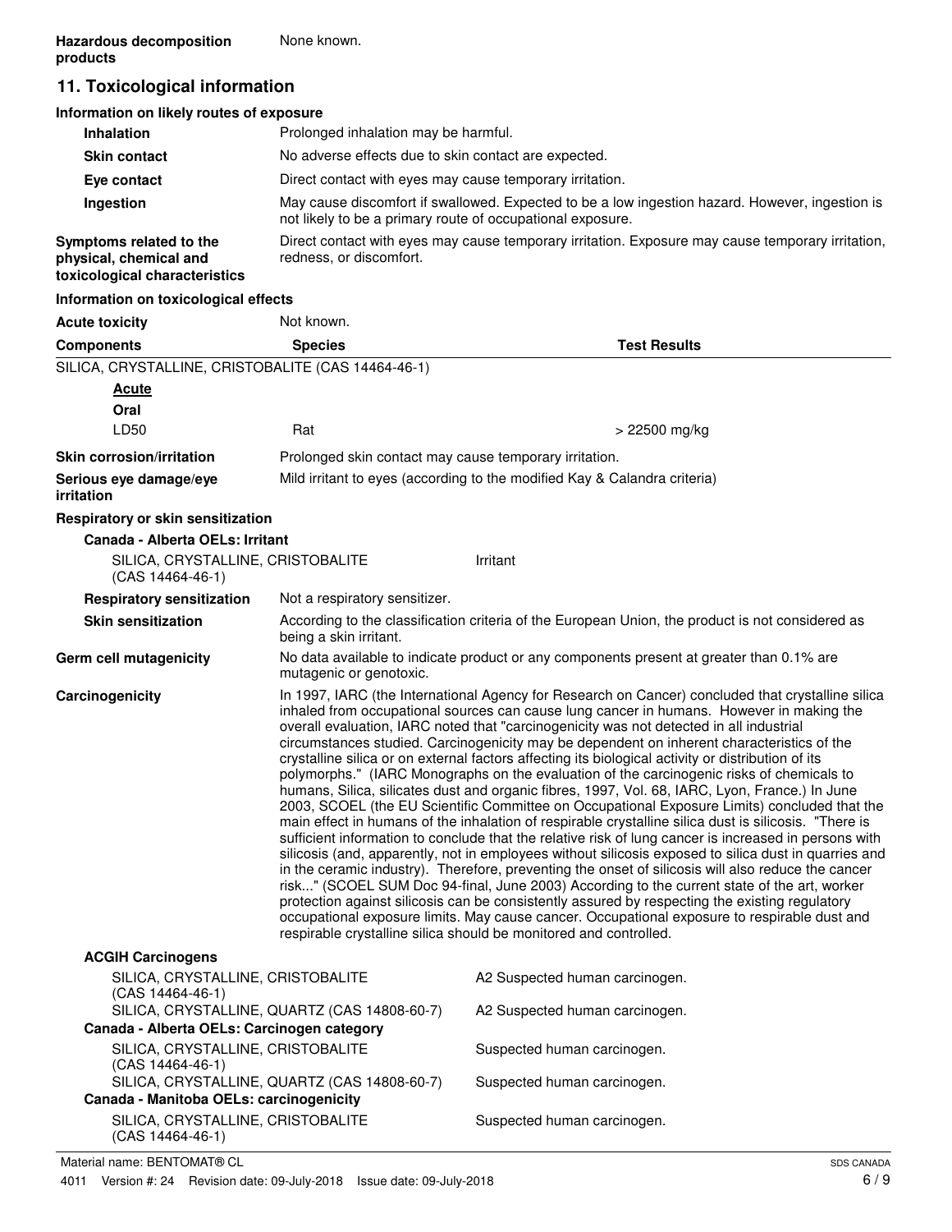**Hazardous decomposition products** None known.

## 11. Toxicological information

### Information on likely routes of exposure

**Inhalation** Prolonged inhalation may be harmful.

**Skin contact** No adverse effects due to skin contact are expected.

**Eye contact** Direct contact with eyes may cause temporary irritation.

**Ingestion** May cause discomfort if swallowed. Expected to be a low ingestion hazard. However, ingestion is not likely to be a primary route of occupational exposure.

**Symptoms related to the physical, chemical and toxicological characteristics** Direct contact with eyes may cause temporary irritation. Exposure may cause temporary irritation, redness, or discomfort.

### Information on toxicological effects

**Acute toxicity** Not known.

| Components | Species | Test Results |
|---|---|---|
| SILICA, CRYSTALLINE, CRISTOBALITE (CAS 14464-46-1) | | |
| **Acute** | | |
| **Oral** | | |
| LD50 | Rat | > 22500 mg/kg |

**Skin corrosion/irritation** Prolonged skin contact may cause temporary irritation.

**Serious eye damage/eye irritation** Mild irritant to eyes (according to the modified Kay & Calandra criteria)

**Respiratory or skin sensitization**

**Canada - Alberta OELs: Irritant**

| | |
|---|---|
| SILICA, CRYSTALLINE, CRISTOBALITE (CAS 14464-46-1) | Irritant |

**Respiratory sensitization** Not a respiratory sensitizer.

**Skin sensitization** According to the classification criteria of the European Union, the product is not considered as being a skin irritant.

**Germ cell mutagenicity** No data available to indicate product or any components present at greater than 0.1% are mutagenic or genotoxic.

**Carcinogenicity** In 1997, IARC (the International Agency for Research on Cancer) concluded that crystalline silica inhaled from occupational sources can cause lung cancer in humans. However in making the overall evaluation, IARC noted that "carcinogenicity was not detected in all industrial circumstances studied. Carcinogenicity may be dependent on inherent characteristics of the crystalline silica or on external factors affecting its biological activity or distribution of its polymorphs." (IARC Monographs on the evaluation of the carcinogenic risks of chemicals to humans, Silica, silicates dust and organic fibres, 1997, Vol. 68, IARC, Lyon, France.) In June 2003, SCOEL (the EU Scientific Committee on Occupational Exposure Limits) concluded that the main effect in humans of the inhalation of respirable crystalline silica dust is silicosis. "There is sufficient information to conclude that the relative risk of lung cancer is increased in persons with silicosis (and, apparently, not in employees without silicosis exposed to silica dust in quarries and in the ceramic industry). Therefore, preventing the onset of silicosis will also reduce the cancer risk..." (SCOEL SUM Doc 94-final, June 2003) According to the current state of the art, worker protection against silicosis can be consistently assured by respecting the existing regulatory occupational exposure limits. May cause cancer. Occupational exposure to respirable dust and respirable crystalline silica should be monitored and controlled.

**ACGIH Carcinogens**

| | |
|---|---|
| SILICA, CRYSTALLINE, CRISTOBALITE (CAS 14464-46-1) | A2 Suspected human carcinogen. |
| SILICA, CRYSTALLINE, QUARTZ (CAS 14808-60-7) | A2 Suspected human carcinogen. |

**Canada - Alberta OELs: Carcinogen category**

| | |
|---|---|
| SILICA, CRYSTALLINE, CRISTOBALITE (CAS 14464-46-1) | Suspected human carcinogen. |
| SILICA, CRYSTALLINE, QUARTZ (CAS 14808-60-7) | Suspected human carcinogen. |

**Canada - Manitoba OELs: carcinogenicity**

| | |
|---|---|
| SILICA, CRYSTALLINE, CRISTOBALITE (CAS 14464-46-1) | Suspected human carcinogen. |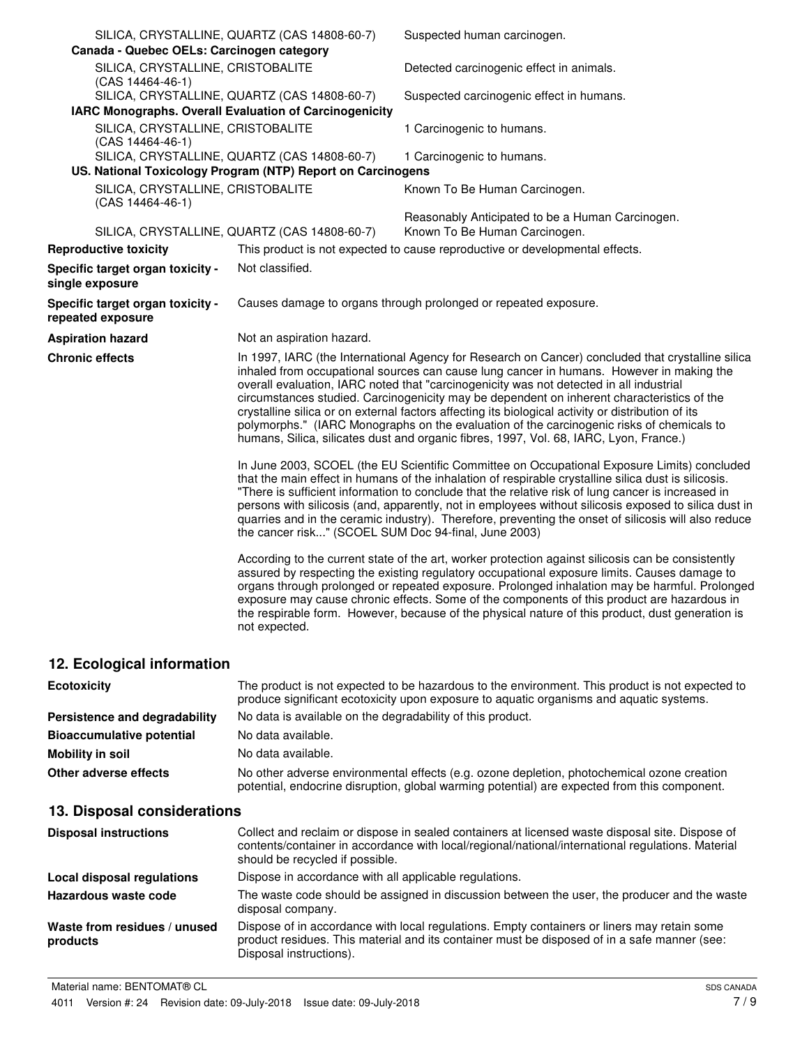| | |
|---|---|
| SILICA, CRYSTALLINE, QUARTZ (CAS 14808-60-7) | Suspected human carcinogen. |
| **Canada - Quebec OELs: Carcinogen category** | |
| SILICA, CRYSTALLINE, CRISTOBALITE (CAS 14464-46-1) | Detected carcinogenic effect in animals. |
| SILICA, CRYSTALLINE, QUARTZ (CAS 14808-60-7) | Suspected carcinogenic effect in humans. |
| **IARC Monographs. Overall Evaluation of Carcinogenicity** | |
| SILICA, CRYSTALLINE, CRISTOBALITE (CAS 14464-46-1) | 1 Carcinogenic to humans. |
| SILICA, CRYSTALLINE, QUARTZ (CAS 14808-60-7) | 1 Carcinogenic to humans. |
| **US. National Toxicology Program (NTP) Report on Carcinogens** | |
| SILICA, CRYSTALLINE, CRISTOBALITE (CAS 14464-46-1) | Known To Be Human Carcinogen. |
| | Reasonably Anticipated to be a Human Carcinogen. |
| SILICA, CRYSTALLINE, QUARTZ (CAS 14808-60-7) | Known To Be Human Carcinogen. |

**Reproductive toxicity** This product is not expected to cause reproductive or developmental effects.

**Specific target organ toxicity - single exposure** Not classified.

**Specific target organ toxicity - repeated exposure** Causes damage to organs through prolonged or repeated exposure.

**Aspiration hazard** Not an aspiration hazard.

**Chronic effects** In 1997, IARC (the International Agency for Research on Cancer) concluded that crystalline silica inhaled from occupational sources can cause lung cancer in humans. However in making the overall evaluation, IARC noted that "carcinogenicity was not detected in all industrial circumstances studied. Carcinogenicity may be dependent on inherent characteristics of the crystalline silica or on external factors affecting its biological activity or distribution of its polymorphs." (IARC Monographs on the evaluation of the carcinogenic risks of chemicals to humans, Silica, silicates dust and organic fibres, 1997, Vol. 68, IARC, Lyon, France.)

In June 2003, SCOEL (the EU Scientific Committee on Occupational Exposure Limits) concluded that the main effect in humans of the inhalation of respirable crystalline silica dust is silicosis. "There is sufficient information to conclude that the relative risk of lung cancer is increased in persons with silicosis (and, apparently, not in employees without silicosis exposed to silica dust in quarries and in the ceramic industry). Therefore, preventing the onset of silicosis will also reduce the cancer risk..." (SCOEL SUM Doc 94-final, June 2003)

According to the current state of the art, worker protection against silicosis can be consistently assured by respecting the existing regulatory occupational exposure limits. Causes damage to organs through prolonged or repeated exposure. Prolonged inhalation may be harmful. Prolonged exposure may cause chronic effects. Some of the components of this product are hazardous in the respirable form. However, because of the physical nature of this product, dust generation is not expected.

## 12. Ecological information

**Ecotoxicity** The product is not expected to be hazardous to the environment. This product is not expected to produce significant ecotoxicity upon exposure to aquatic organisms and aquatic systems.

**Persistence and degradability** No data is available on the degradability of this product.

**Bioaccumulative potential** No data available.

**Mobility in soil** No data available.

**Other adverse effects** No other adverse environmental effects (e.g. ozone depletion, photochemical ozone creation potential, endocrine disruption, global warming potential) are expected from this component.

## 13. Disposal considerations

**Disposal instructions** Collect and reclaim or dispose in sealed containers at licensed waste disposal site. Dispose of contents/container in accordance with local/regional/national/international regulations. Material should be recycled if possible.

**Local disposal regulations** Dispose in accordance with all applicable regulations.

**Hazardous waste code** The waste code should be assigned in discussion between the user, the producer and the waste disposal company.

**Waste from residues / unused products** Dispose of in accordance with local regulations. Empty containers or liners may retain some product residues. This material and its container must be disposed of in a safe manner (see: Disposal instructions).

Material name: BENTOMAT® CL
4011 Version #: 24 Revision date: 09-July-2018 Issue date: 09-July-2018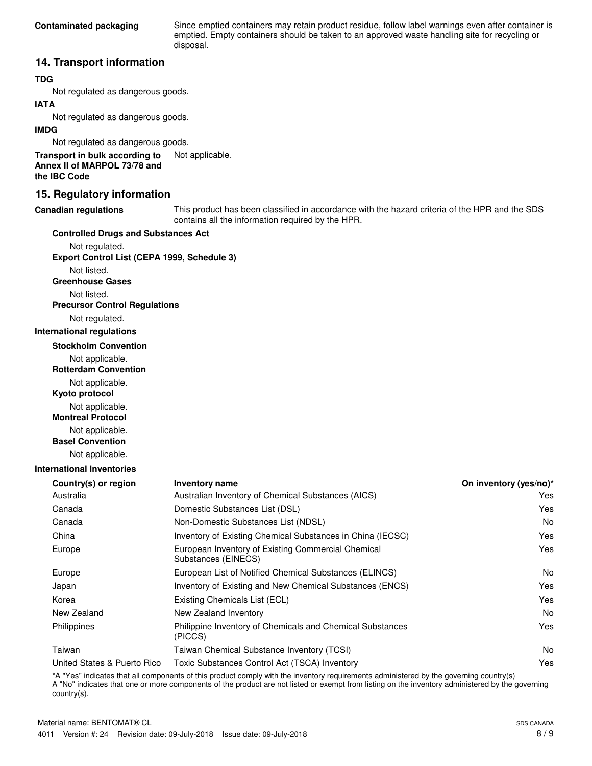**Contaminated packaging** Since emptied containers may retain product residue, follow label warnings even after container is emptied. Empty containers should be taken to an approved waste handling site for recycling or disposal.

## 14. Transport information

**TDG**

Not regulated as dangerous goods.

**IATA**

Not regulated as dangerous goods.

**IMDG**

Not regulated as dangerous goods.

**Transport in bulk according to Annex II of MARPOL 73/78 and the IBC Code** Not applicable.

## 15. Regulatory information

**Canadian regulations** This product has been classified in accordance with the hazard criteria of the HPR and the SDS contains all the information required by the HPR.

**Controlled Drugs and Substances Act**

Not regulated.

**Export Control List (CEPA 1999, Schedule 3)**

Not listed.

**Greenhouse Gases**

Not listed.

**Precursor Control Regulations**

Not regulated.

**International regulations**

**Stockholm Convention**

Not applicable.

**Rotterdam Convention**

Not applicable.

**Kyoto protocol**

Not applicable.

**Montreal Protocol**

Not applicable.

**Basel Convention**

Not applicable.

**International Inventories**

| Country(s) or region | Inventory name | On inventory (yes/no)* |
|---|---|---|
| Australia | Australian Inventory of Chemical Substances (AICS) | Yes |
| Canada | Domestic Substances List (DSL) | Yes |
| Canada | Non-Domestic Substances List (NDSL) | No |
| China | Inventory of Existing Chemical Substances in China (IECSC) | Yes |
| Europe | European Inventory of Existing Commercial Chemical Substances (EINECS) | Yes |
| Europe | European List of Notified Chemical Substances (ELINCS) | No |
| Japan | Inventory of Existing and New Chemical Substances (ENCS) | Yes |
| Korea | Existing Chemicals List (ECL) | Yes |
| New Zealand | New Zealand Inventory | No |
| Philippines | Philippine Inventory of Chemicals and Chemical Substances (PICCS) | Yes |
| Taiwan | Taiwan Chemical Substance Inventory (TCSI) | No |
| United States & Puerto Rico | Toxic Substances Control Act (TSCA) Inventory | Yes |

*A "Yes" indicates that all components of this product comply with the inventory requirements administered by the governing country(s)
A "No" indicates that one or more components of the product are not listed or exempt from listing on the inventory administered by the governing country(s).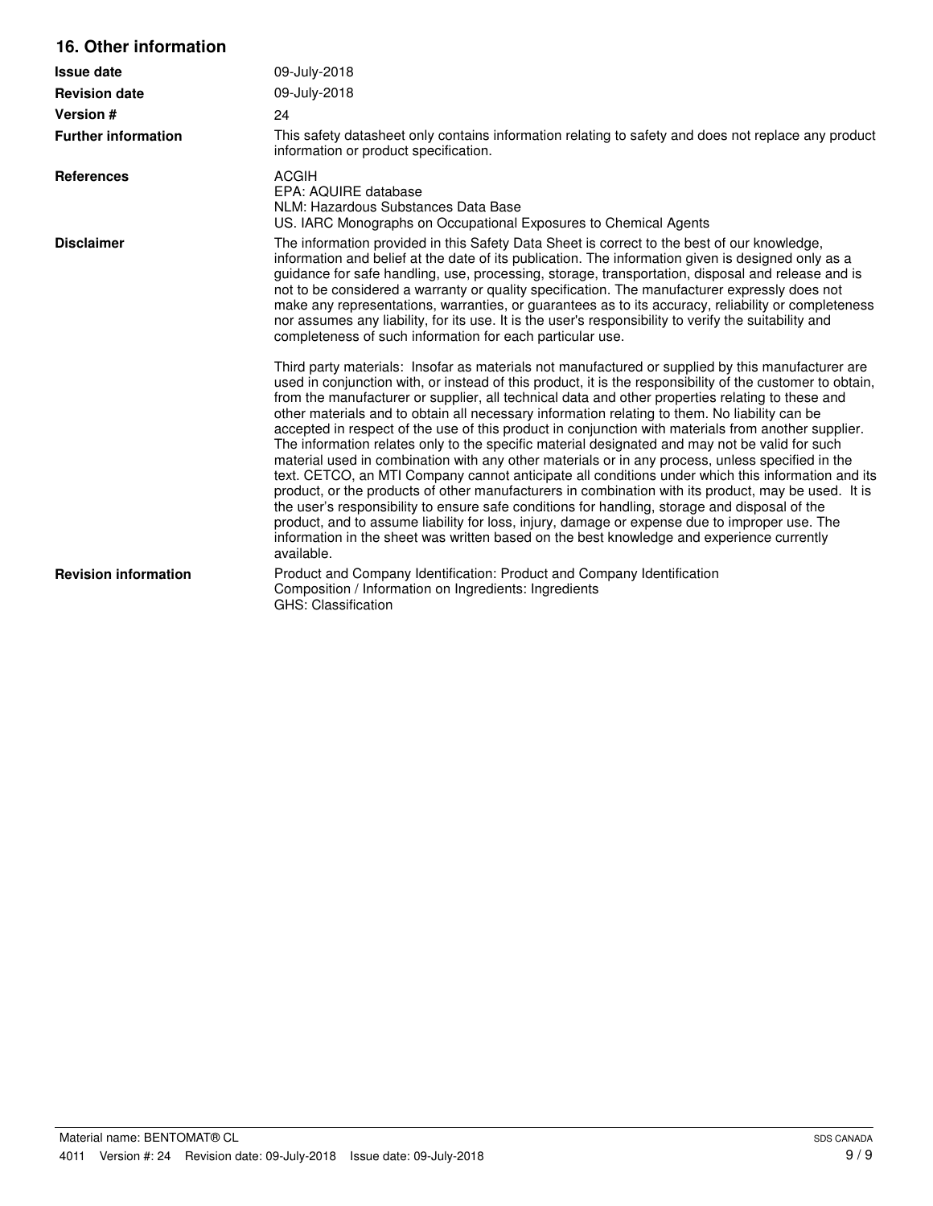## 16. Other information

| | |
|---|---|
| **Issue date** | 09-July-2018 |
| **Revision date** | 09-July-2018 |
| **Version #** | 24 |
| **Further information** | This safety datasheet only contains information relating to safety and does not replace any product information or product specification. |
| **References** | ACGIH<br>EPA: AQUIRE database<br>NLM: Hazardous Substances Data Base<br>US. IARC Monographs on Occupational Exposures to Chemical Agents |
| **Disclaimer** | The information provided in this Safety Data Sheet is correct to the best of our knowledge, information and belief at the date of its publication. The information given is designed only as a guidance for safe handling, use, processing, storage, transportation, disposal and release and is not to be considered a warranty or quality specification. The manufacturer expressly does not make any representations, warranties, or guarantees as to its accuracy, reliability or completeness nor assumes any liability, for its use. It is the user's responsibility to verify the suitability and completeness of such information for each particular use.<br><br>Third party materials: Insofar as materials not manufactured or supplied by this manufacturer are used in conjunction with, or instead of this product, it is the responsibility of the customer to obtain, from the manufacturer or supplier, all technical data and other properties relating to these and other materials and to obtain all necessary information relating to them. No liability can be accepted in respect of the use of this product in conjunction with materials from another supplier. The information relates only to the specific material designated and may not be valid for such material used in combination with any other materials or in any process, unless specified in the text. CETCO, an MTI Company cannot anticipate all conditions under which this information and its product, or the products of other manufacturers in combination with its product, may be used. It is the user's responsibility to ensure safe conditions for handling, storage and disposal of the product, and to assume liability for loss, injury, damage or expense due to improper use. The information in the sheet was written based on the best knowledge and experience currently available. |
| **Revision information** | Product and Company Identification: Product and Company Identification<br>Composition / Information on Ingredients: Ingredients<br>GHS: Classification |